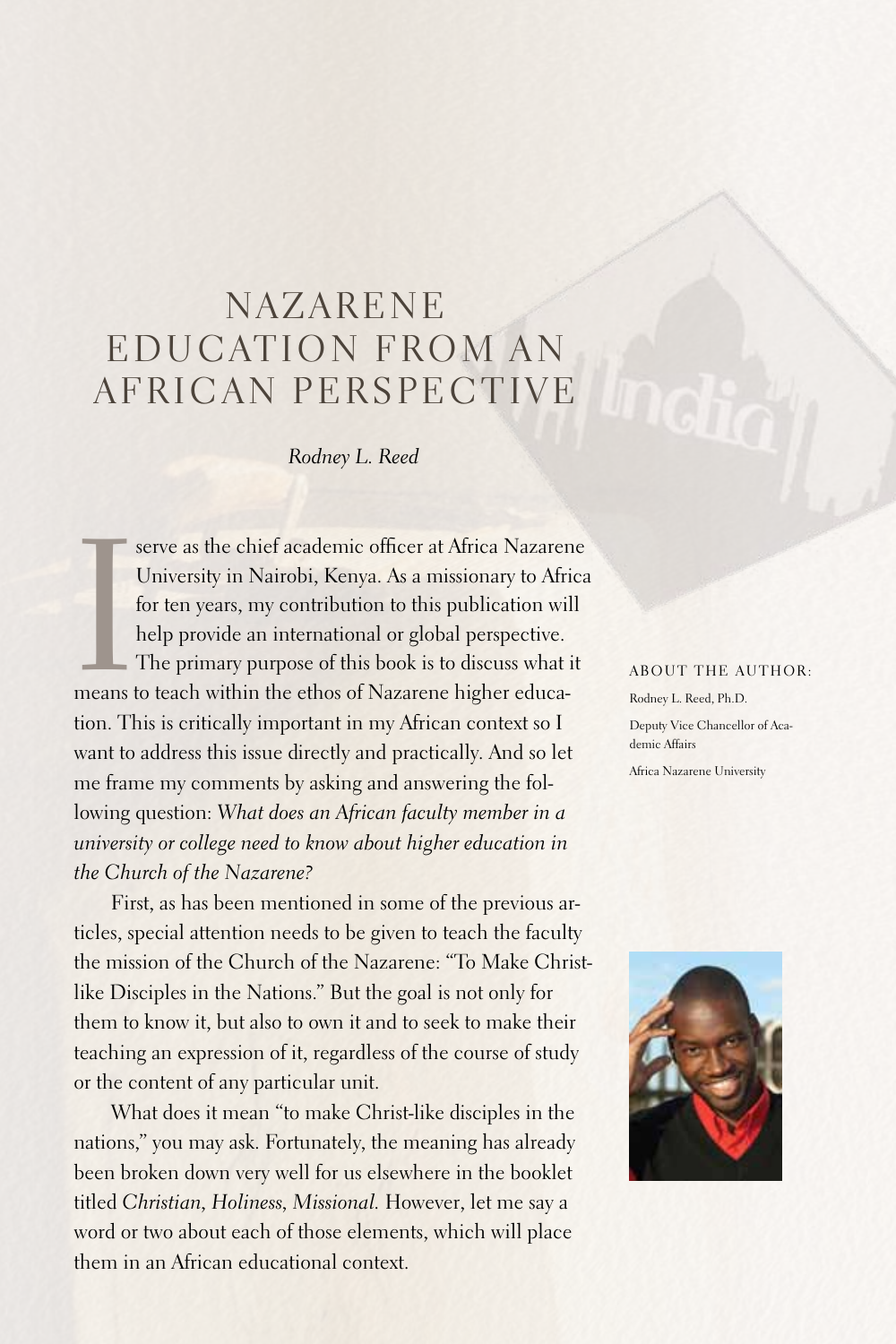# NAZARENE EDUCATION FROM AN AFRICAN PERSPECTIVE

*Rodney L. Reed*

ABOUT THE AUTHOR:

Rodney L. Reed, Ph.D.

Deputy Vice Chancellor of Academic Affairs

Africa Nazarene University

I serve as the chief academic officer at Africa Nazarene University in Nairobi, Kenya. As a missionary to Africa for ten years, my contribution to this publication will help provide an international or global perspective. The primary purpose of this book is to discuss what it means to teach within the ethos of Nazarene higher education. This is critically important in my African context so I want to address this issue directly and practically. And so let me frame my comments by asking and answering the following question: *What does an African faculty member in a university or college need to know about higher education in the Church of the Nazarene?*

First, as has been mentioned in some of the previous articles, special attention needs to be given to teach the faculty the mission of the Church of the Nazarene: "To Make Christ-like Disciples in the Nations." But the goal is not only for them to know it, but also to own it and to seek to make their teaching an expression of it, regardless of the course of study or the content of any particular unit.

What does it mean "to make Christ-like disciples in the nations," you may ask. Fortunately, the meaning has already been broken down very well for us elsewhere in the booklet titled *Christian, Holiness, Missional.* However, let me say a word or two about each of those elements, which will place them in an African educational context.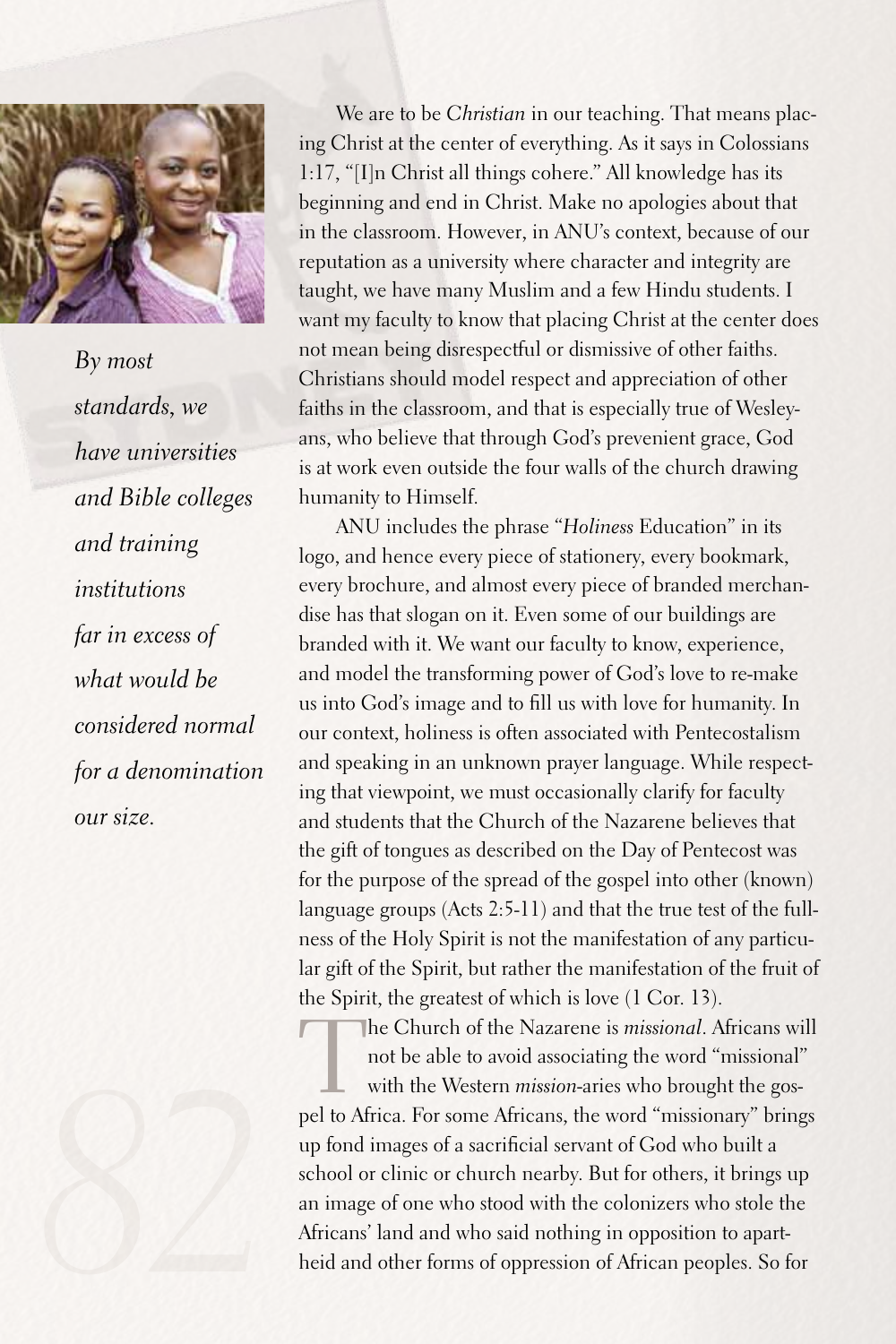*By most standards, we have universities and Bible colleges and training institutions far in excess of what would be considered normal for a denomination our size.*

We are to be *Christian* in our teaching. That means placing Christ at the center of everything. As it says in Colossians 1:17, "[I]n Christ all things cohere." All knowledge has its beginning and end in Christ. Make no apologies about that in the classroom. However, in ANU's context, because of our reputation as a university where character and integrity are taught, we have many Muslim and a few Hindu students. I want my faculty to know that placing Christ at the center does not mean being disrespectful or dismissive of other faiths. Christians should model respect and appreciation of other faiths in the classroom, and that is especially true of Wesleyans, who believe that through God's prevenient grace, God is at work even outside the four walls of the church drawing humanity to Himself.

ANU includes the phrase "*Holiness* Education" in its logo, and hence every piece of stationery, every bookmark, every brochure, and almost every piece of branded merchandise has that slogan on it. Even some of our buildings are branded with it. We want our faculty to know, experience, and model the transforming power of God's love to re-make us into God's image and to fill us with love for humanity. In our context, holiness is often associated with Pentecostalism and speaking in an unknown prayer language. While respecting that viewpoint, we must occasionally clarify for faculty and students that the Church of the Nazarene believes that the gift of tongues as described on the Day of Pentecost was for the purpose of the spread of the gospel into other (known) language groups (Acts 2:5-11) and that the true test of the fullness of the Holy Spirit is not the manifestation of any particular gift of the Spirit, but rather the manifestation of the fruit of the Spirit, the greatest of which is love (1 Cor. 13).

The Church of the Nazarene is *missional*. Africans will not be able to avoid associating the word "missional" with the Western *mission*-aries who brought the gospel to Africa. For some Africans, the word "missionary" brings up fond images of a sacrificial servant of God who built a school or clinic or church nearby. But for others, it brings up an image of one who stood with the colonizers who stole the Africans' land and who said nothing in opposition to apartheid and other forms of oppression of African peoples. So for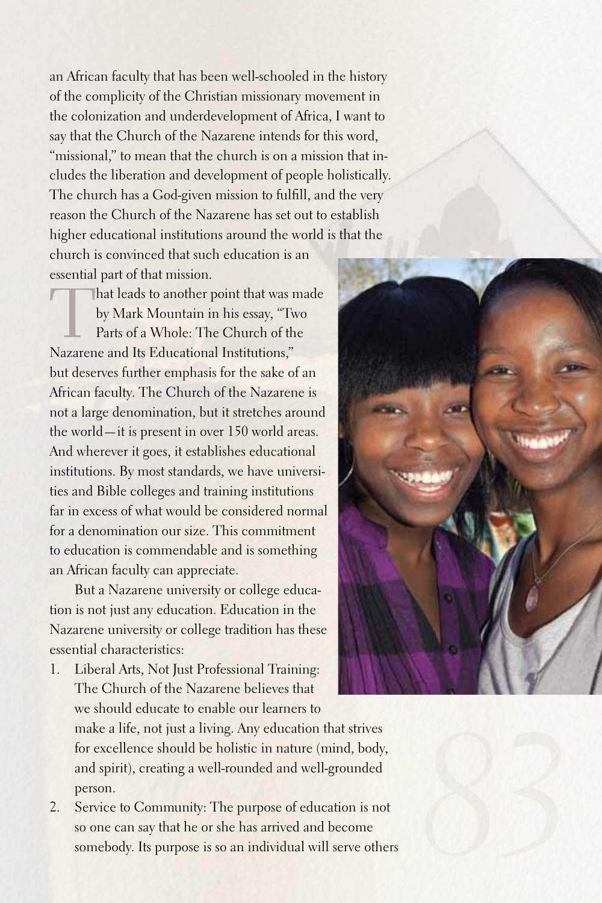an African faculty that has been well-schooled in the history of the complicity of the Christian missionary movement in the colonization and underdevelopment of Africa, I want to say that the Church of the Nazarene intends for this word, "missional," to mean that the church is on a mission that includes the liberation and development of people holistically. The church has a God-given mission to fulfill, and the very reason the Church of the Nazarene has set out to establish higher educational institutions around the world is that the church is convinced that such education is an essential part of that mission.

That leads to another point that was made by Mark Mountain in his essay, "Two Parts of a Whole: The Church of the Nazarene and Its Educational Institutions," but deserves further emphasis for the sake of an African faculty. The Church of the Nazarene is not a large denomination, but it stretches around the world—it is present in over 150 world areas. And wherever it goes, it establishes educational institutions. By most standards, we have universities and Bible colleges and training institutions far in excess of what would be considered normal for a denomination our size. This commitment to education is commendable and is something an African faculty can appreciate.

But a Nazarene university or college education is not just any education. Education in the Nazarene university or college tradition has these essential characteristics:

1. Liberal Arts, Not Just Professional Training: The Church of the Nazarene believes that we should educate to enable our learners to make a life, not just a living. Any education that strives for excellence should be holistic in nature (mind, body, and spirit), creating a well-rounded and well-grounded person.
2. Service to Community: The purpose of education is not so one can say that he or she has arrived and become somebody. Its purpose is so an individual will serve others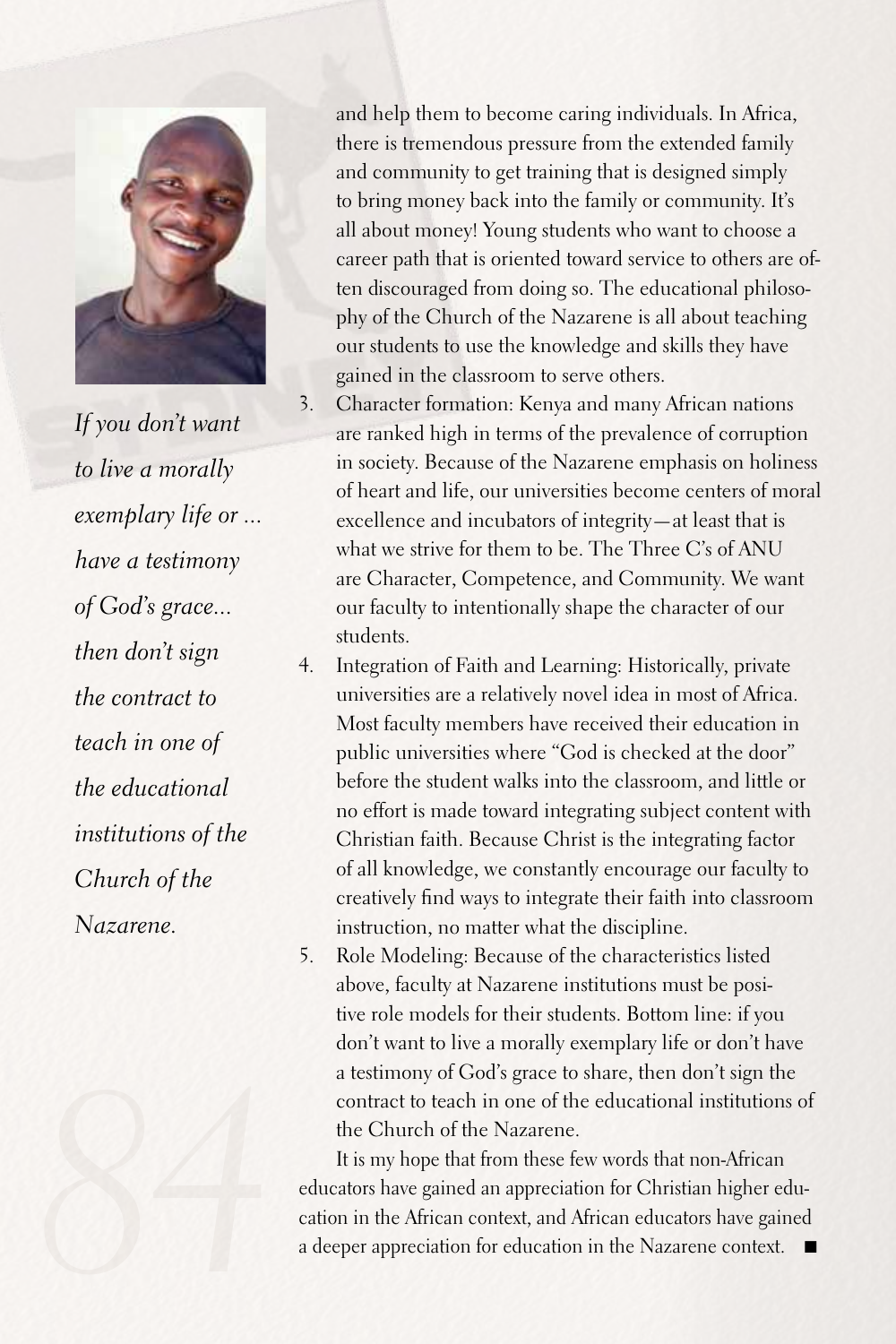*If you don't want to live a morally exemplary life or ... have a testimony of God's grace... then don't sign the contract to teach in one of the educational institutions of the Church of the Nazarene.*

and help them to become caring individuals. In Africa, there is tremendous pressure from the extended family and community to get training that is designed simply to bring money back into the family or community. It's all about money! Young students who want to choose a career path that is oriented toward service to others are often discouraged from doing so. The educational philosophy of the Church of the Nazarene is all about teaching our students to use the knowledge and skills they have gained in the classroom to serve others.

3. Character formation: Kenya and many African nations are ranked high in terms of the prevalence of corruption in society. Because of the Nazarene emphasis on holiness of heart and life, our universities become centers of moral excellence and incubators of integrity—at least that is what we strive for them to be. The Three C's of ANU are Character, Competence, and Community. We want our faculty to intentionally shape the character of our students.
4. Integration of Faith and Learning: Historically, private universities are a relatively novel idea in most of Africa. Most faculty members have received their education in public universities where "God is checked at the door" before the student walks into the classroom, and little or no effort is made toward integrating subject content with Christian faith. Because Christ is the integrating factor of all knowledge, we constantly encourage our faculty to creatively find ways to integrate their faith into classroom instruction, no matter what the discipline.
5. Role Modeling: Because of the characteristics listed above, faculty at Nazarene institutions must be positive role models for their students. Bottom line: if you don't want to live a morally exemplary life or don't have a testimony of God's grace to share, then don't sign the contract to teach in one of the educational institutions of the Church of the Nazarene.

It is my hope that from these few words that non-African educators have gained an appreciation for Christian higher education in the African context, and African educators have gained a deeper appreciation for education in the Nazarene context. ■